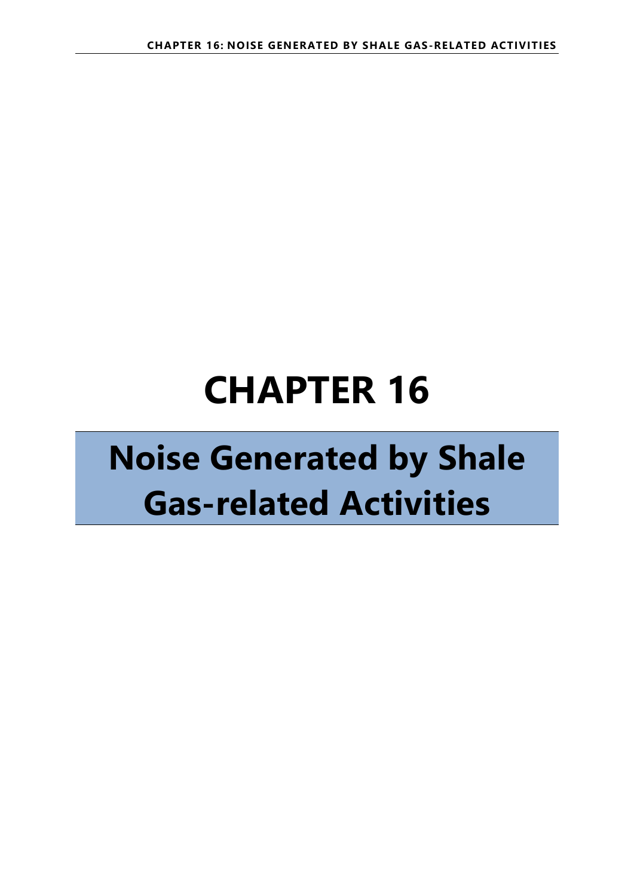# CHAPTER 16

# Noise Generated by Shale Gas-related Activities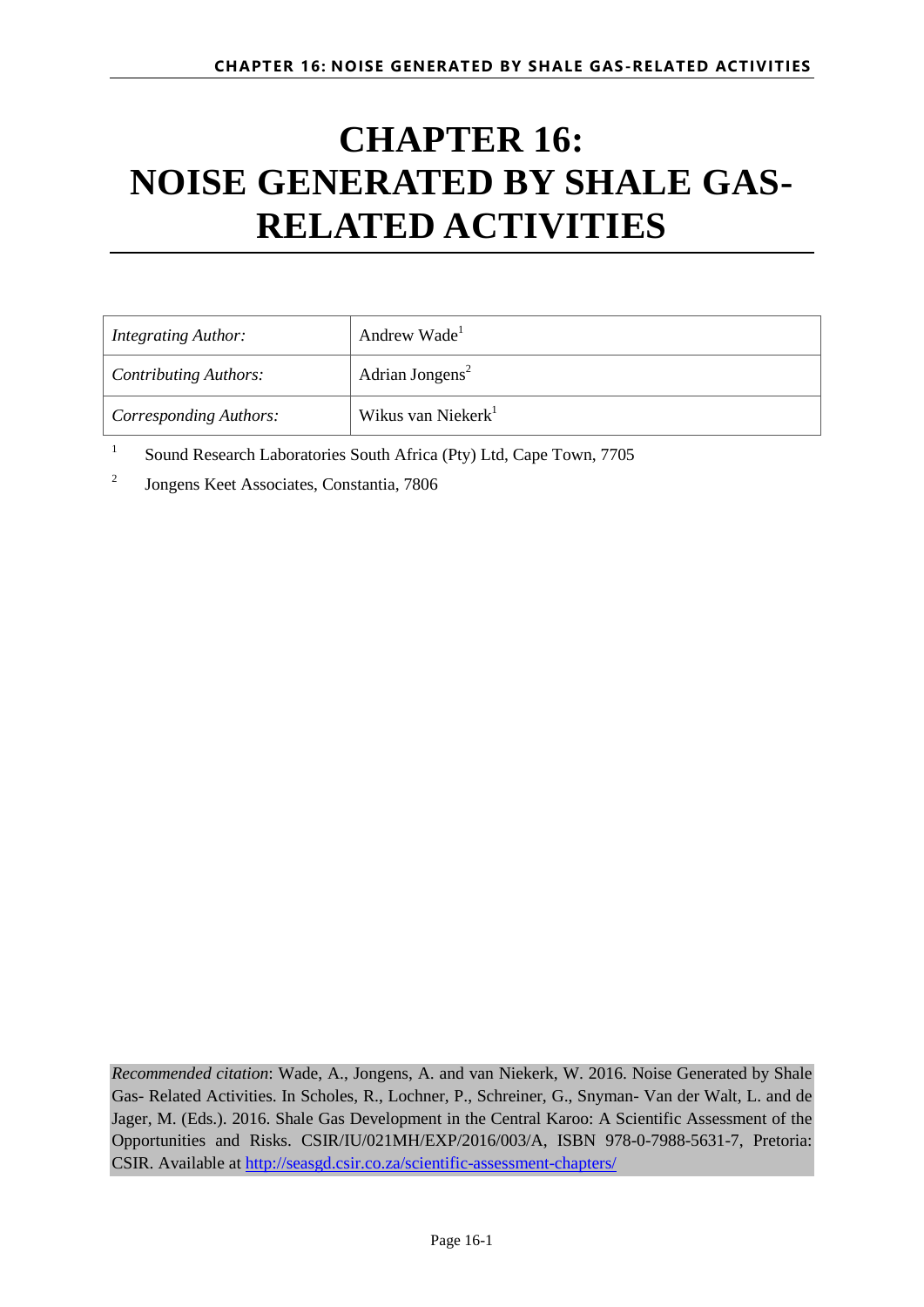# CHAPTER 16: NOISE GENERATED BY SHALE GAS-RELATED ACTIVITIES

| *Integrating Author:* | Andrew Wade[1] |
|---|---|
| *Contributing Authors:* | Adrian Jongens[2] |
| *Corresponding Authors:* | Wikus van Niekerk[1] |

[1] Sound Research Laboratories South Africa (Pty) Ltd, Cape Town, 7705

[2] Jongens Keet Associates, Constantia, 7806

*Recommended citation*: Wade, A., Jongens, A. and van Niekerk, W. 2016. Noise Generated by Shale Gas- Related Activities. In Scholes, R., Lochner, P., Schreiner, G., Snyman- Van der Walt, L. and de Jager, M. (Eds.). 2016. Shale Gas Development in the Central Karoo: A Scientific Assessment of the Opportunities and Risks. CSIR/IU/021MH/EXP/2016/003/A, ISBN 978-0-7988-5631-7, Pretoria: CSIR. Available at http://seasgd.csir.co.za/scientific-assessment-chapters/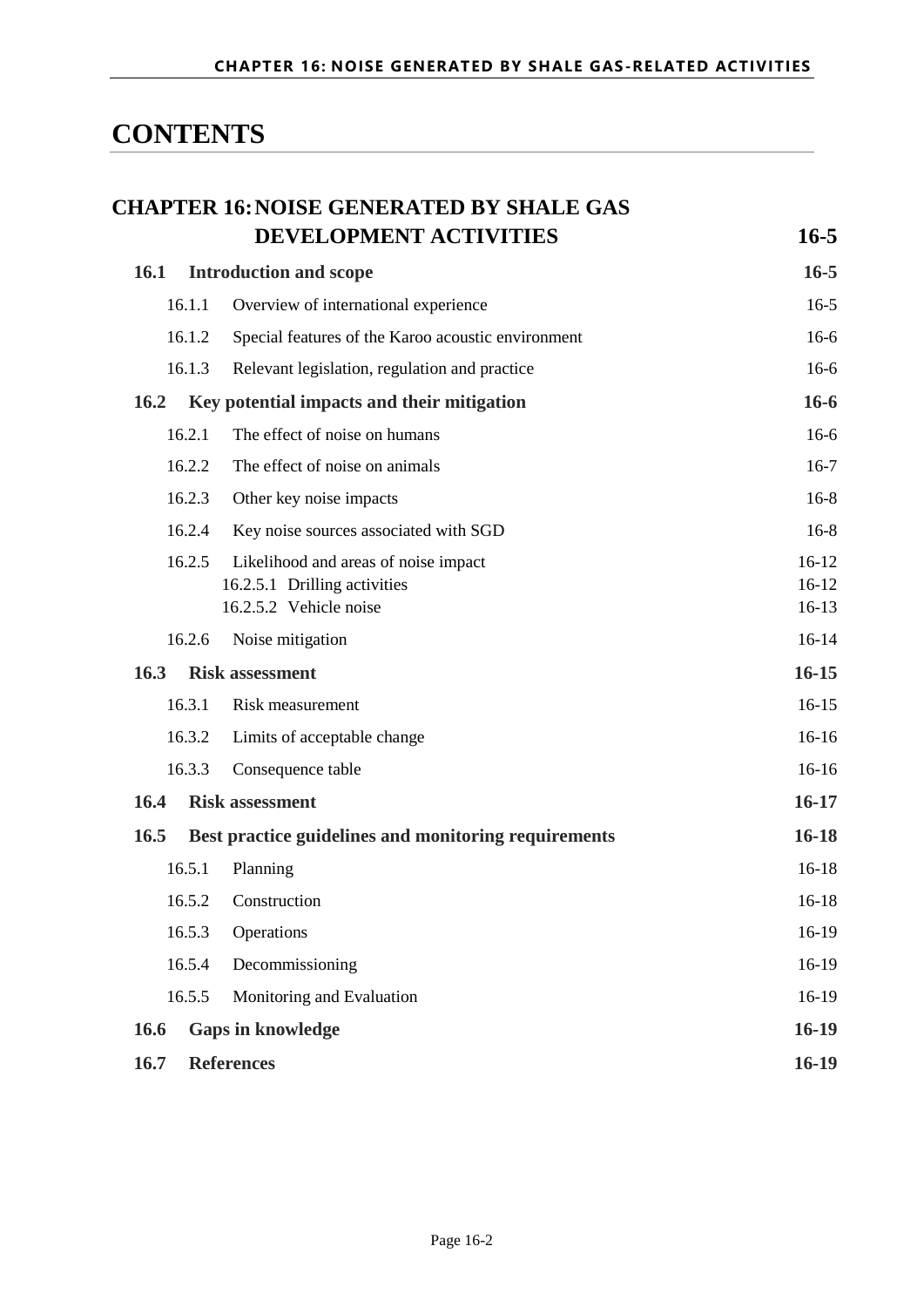# CONTENTS

| | |
|---|---|
| **CHAPTER 16: NOISE GENERATED BY SHALE GAS DEVELOPMENT ACTIVITIES** | **16-5** |
| **16.1 Introduction and scope** | **16-5** |
| 16.1.1 Overview of international experience | 16-5 |
| 16.1.2 Special features of the Karoo acoustic environment | 16-6 |
| 16.1.3 Relevant legislation, regulation and practice | 16-6 |
| **16.2 Key potential impacts and their mitigation** | **16-6** |
| 16.2.1 The effect of noise on humans | 16-6 |
| 16.2.2 The effect of noise on animals | 16-7 |
| 16.2.3 Other key noise impacts | 16-8 |
| 16.2.4 Key noise sources associated with SGD | 16-8 |
| 16.2.5 Likelihood and areas of noise impact | 16-12 |
| 16.2.5.1 Drilling activities | 16-12 |
| 16.2.5.2 Vehicle noise | 16-13 |
| 16.2.6 Noise mitigation | 16-14 |
| **16.3 Risk assessment** | **16-15** |
| 16.3.1 Risk measurement | 16-15 |
| 16.3.2 Limits of acceptable change | 16-16 |
| 16.3.3 Consequence table | 16-16 |
| **16.4 Risk assessment** | **16-17** |
| **16.5 Best practice guidelines and monitoring requirements** | **16-18** |
| 16.5.1 Planning | 16-18 |
| 16.5.2 Construction | 16-18 |
| 16.5.3 Operations | 16-19 |
| 16.5.4 Decommissioning | 16-19 |
| 16.5.5 Monitoring and Evaluation | 16-19 |
| **16.6 Gaps in knowledge** | **16-19** |
| **16.7 References** | **16-19** |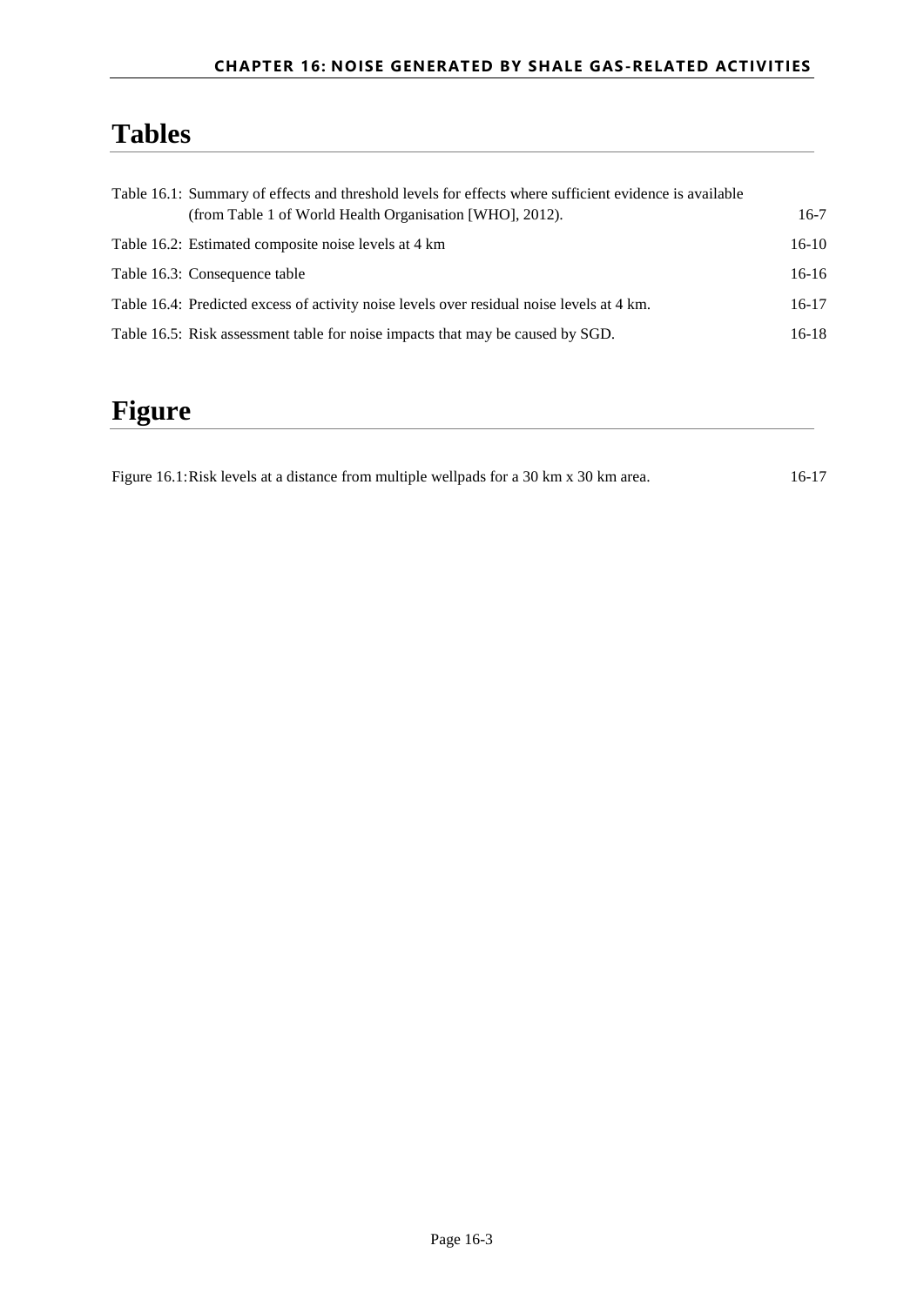# Tables

Table 16.1: Summary of effects and threshold levels for effects where sufficient evidence is available (from Table 1 of World Health Organisation [WHO], 2012). 16-7

Table 16.2: Estimated composite noise levels at 4 km 16-10

Table 16.3: Consequence table 16-16

Table 16.4: Predicted excess of activity noise levels over residual noise levels at 4 km. 16-17

Table 16.5: Risk assessment table for noise impacts that may be caused by SGD. 16-18

# Figure

Figure 16.1: Risk levels at a distance from multiple wellpads for a 30 km x 30 km area. 16-17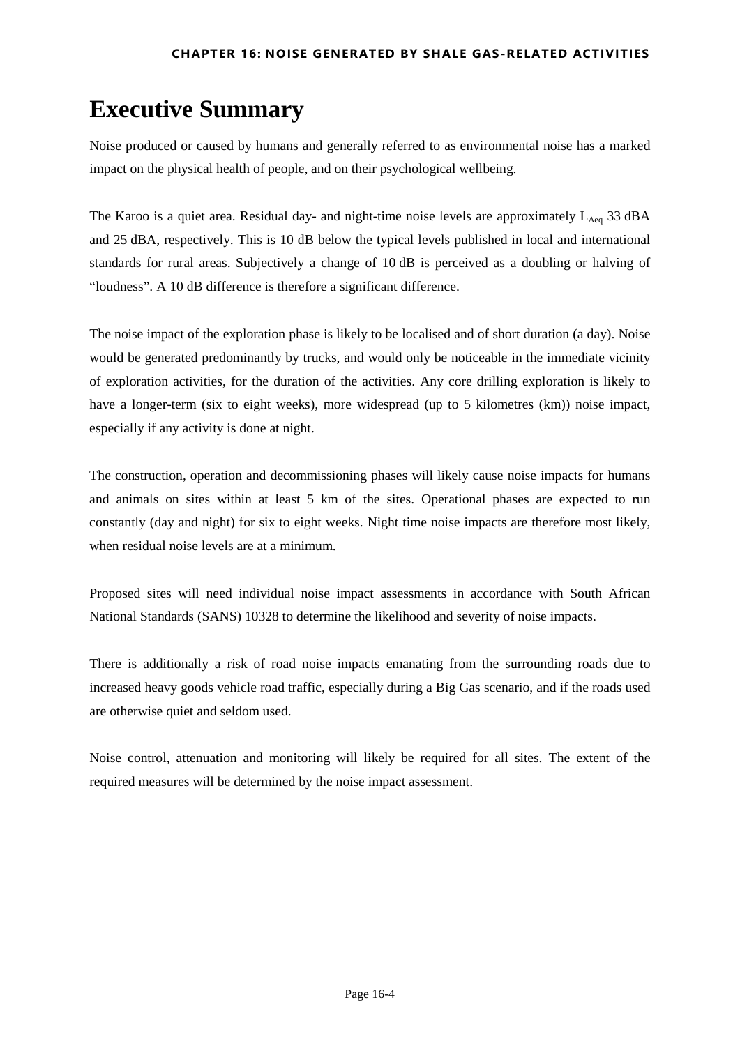# Executive Summary

Noise produced or caused by humans and generally referred to as environmental noise has a marked impact on the physical health of people, and on their psychological wellbeing.

The Karoo is a quiet area. Residual day- and night-time noise levels are approximately $L_{Aeq}$ 33 dBA and 25 dBA, respectively. This is 10 dB below the typical levels published in local and international standards for rural areas. Subjectively a change of 10 dB is perceived as a doubling or halving of "loudness". A 10 dB difference is therefore a significant difference.

The noise impact of the exploration phase is likely to be localised and of short duration (a day). Noise would be generated predominantly by trucks, and would only be noticeable in the immediate vicinity of exploration activities, for the duration of the activities. Any core drilling exploration is likely to have a longer-term (six to eight weeks), more widespread (up to 5 kilometres (km)) noise impact, especially if any activity is done at night.

The construction, operation and decommissioning phases will likely cause noise impacts for humans and animals on sites within at least 5 km of the sites. Operational phases are expected to run constantly (day and night) for six to eight weeks. Night time noise impacts are therefore most likely, when residual noise levels are at a minimum.

Proposed sites will need individual noise impact assessments in accordance with South African National Standards (SANS) 10328 to determine the likelihood and severity of noise impacts.

There is additionally a risk of road noise impacts emanating from the surrounding roads due to increased heavy goods vehicle road traffic, especially during a Big Gas scenario, and if the roads used are otherwise quiet and seldom used.

Noise control, attenuation and monitoring will likely be required for all sites. The extent of the required measures will be determined by the noise impact assessment.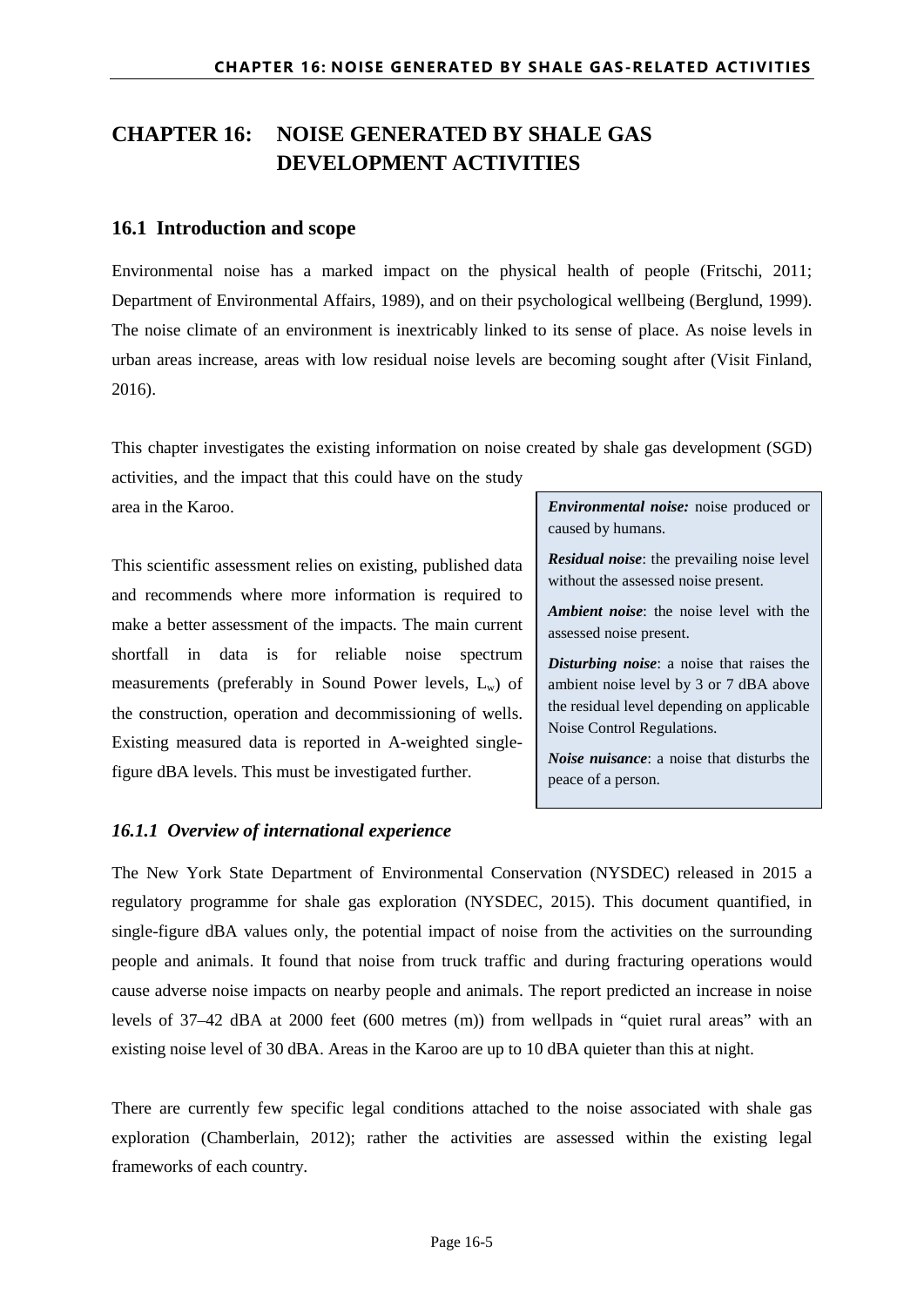# CHAPTER 16: NOISE GENERATED BY SHALE GAS DEVELOPMENT ACTIVITIES

## 16.1 Introduction and scope

Environmental noise has a marked impact on the physical health of people (Fritschi, 2011; Department of Environmental Affairs, 1989), and on their psychological wellbeing (Berglund, 1999). The noise climate of an environment is inextricably linked to its sense of place. As noise levels in urban areas increase, areas with low residual noise levels are becoming sought after (Visit Finland, 2016).

This chapter investigates the existing information on noise created by shale gas development (SGD) activities, and the impact that this could have on the study area in the Karoo.

This scientific assessment relies on existing, published data and recommends where more information is required to make a better assessment of the impacts. The main current shortfall in data is for reliable noise spectrum measurements (preferably in Sound Power levels, $L_w$) of the construction, operation and decommissioning of wells. Existing measured data is reported in A-weighted single-figure dBA levels. This must be investigated further.

> ***Environmental noise:*** noise produced or caused by humans.
>
> ***Residual noise***: the prevailing noise level without the assessed noise present.
>
> ***Ambient noise***: the noise level with the assessed noise present.
>
> ***Disturbing noise***: a noise that raises the ambient noise level by 3 or 7 dBA above the residual level depending on applicable Noise Control Regulations.
>
> ***Noise nuisance***: a noise that disturbs the peace of a person.

### *16.1.1 Overview of international experience*

The New York State Department of Environmental Conservation (NYSDEC) released in 2015 a regulatory programme for shale gas exploration (NYSDEC, 2015). This document quantified, in single-figure dBA values only, the potential impact of noise from the activities on the surrounding people and animals. It found that noise from truck traffic and during fracturing operations would cause adverse noise impacts on nearby people and animals. The report predicted an increase in noise levels of 37–42 dBA at 2000 feet (600 metres (m)) from wellpads in "quiet rural areas" with an existing noise level of 30 dBA. Areas in the Karoo are up to 10 dBA quieter than this at night.

There are currently few specific legal conditions attached to the noise associated with shale gas exploration (Chamberlain, 2012); rather the activities are assessed within the existing legal frameworks of each country.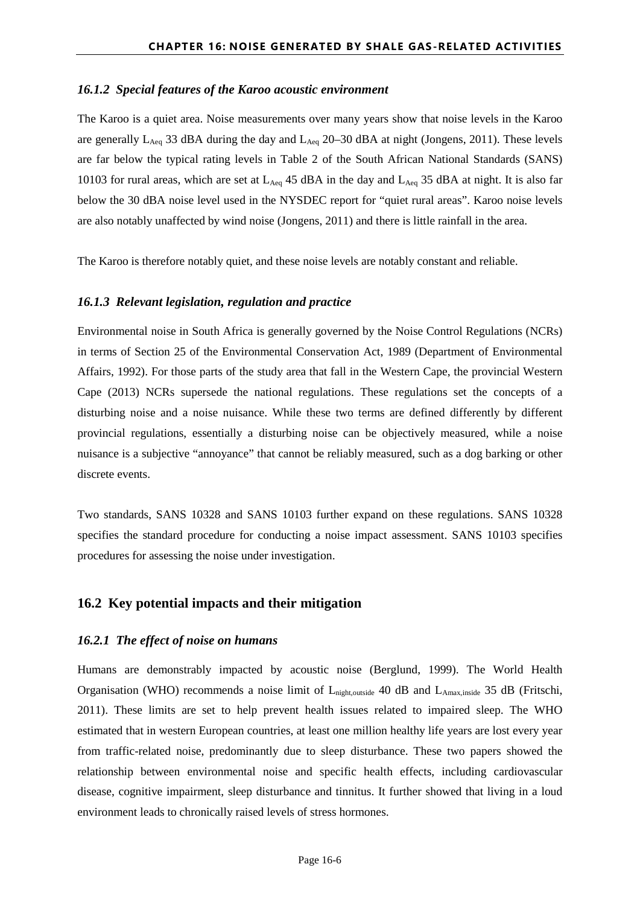### *16.1.2 Special features of the Karoo acoustic environment*

The Karoo is a quiet area. Noise measurements over many years show that noise levels in the Karoo are generally $L_{Aeq}$ 33 dBA during the day and $L_{Aeq}$ 20–30 dBA at night (Jongens, 2011). These levels are far below the typical rating levels in Table 2 of the South African National Standards (SANS) 10103 for rural areas, which are set at $L_{Aeq}$ 45 dBA in the day and $L_{Aeq}$ 35 dBA at night. It is also far below the 30 dBA noise level used in the NYSDEC report for "quiet rural areas". Karoo noise levels are also notably unaffected by wind noise (Jongens, 2011) and there is little rainfall in the area.

The Karoo is therefore notably quiet, and these noise levels are notably constant and reliable.

### *16.1.3 Relevant legislation, regulation and practice*

Environmental noise in South Africa is generally governed by the Noise Control Regulations (NCRs) in terms of Section 25 of the Environmental Conservation Act, 1989 (Department of Environmental Affairs, 1992). For those parts of the study area that fall in the Western Cape, the provincial Western Cape (2013) NCRs supersede the national regulations. These regulations set the concepts of a disturbing noise and a noise nuisance. While these two terms are defined differently by different provincial regulations, essentially a disturbing noise can be objectively measured, while a noise nuisance is a subjective "annoyance" that cannot be reliably measured, such as a dog barking or other discrete events.

Two standards, SANS 10328 and SANS 10103 further expand on these regulations. SANS 10328 specifies the standard procedure for conducting a noise impact assessment. SANS 10103 specifies procedures for assessing the noise under investigation.

## 16.2 Key potential impacts and their mitigation

### *16.2.1 The effect of noise on humans*

Humans are demonstrably impacted by acoustic noise (Berglund, 1999). The World Health Organisation (WHO) recommends a noise limit of $L_{night,outside}$ 40 dB and $L_{Amax,inside}$ 35 dB (Fritschi, 2011). These limits are set to help prevent health issues related to impaired sleep. The WHO estimated that in western European countries, at least one million healthy life years are lost every year from traffic-related noise, predominantly due to sleep disturbance. These two papers showed the relationship between environmental noise and specific health effects, including cardiovascular disease, cognitive impairment, sleep disturbance and tinnitus. It further showed that living in a loud environment leads to chronically raised levels of stress hormones.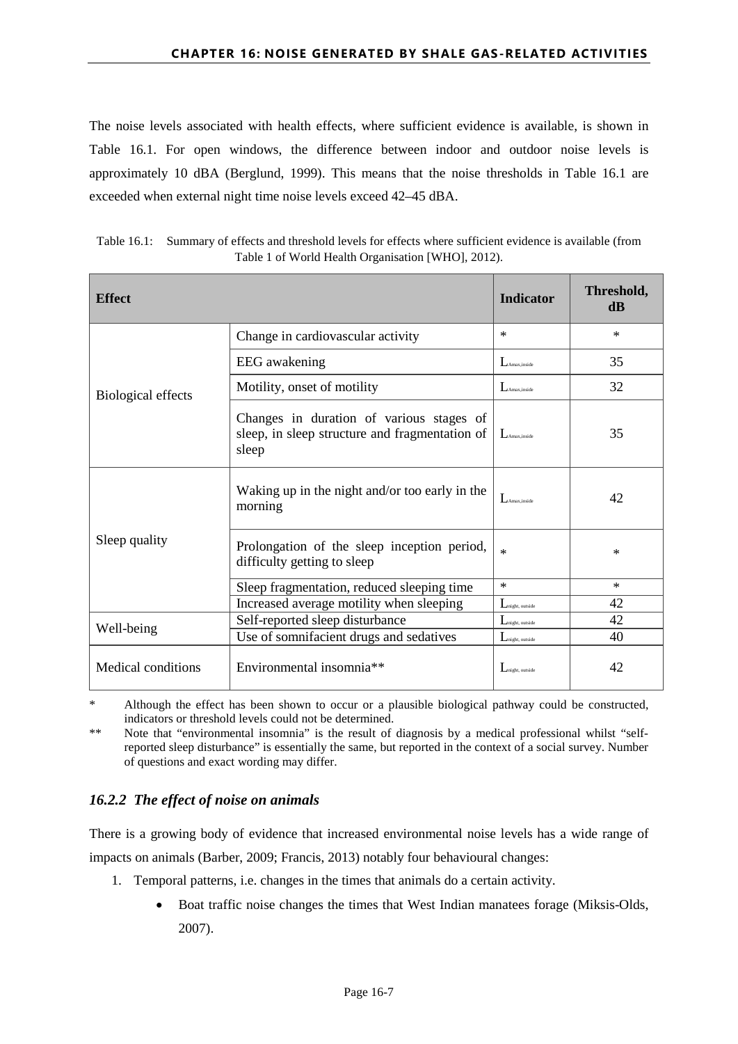The noise levels associated with health effects, where sufficient evidence is available, is shown in Table 16.1. For open windows, the difference between indoor and outdoor noise levels is approximately 10 dBA (Berglund, 1999). This means that the noise thresholds in Table 16.1 are exceeded when external night time noise levels exceed 42–45 dBA.

Table 16.1: Summary of effects and threshold levels for effects where sufficient evidence is available (from Table 1 of World Health Organisation [WHO], 2012).

| Effect | | Indicator | Threshold, dB |
|---|---|---|---|
| Biological effects | Change in cardiovascular activity | * | * |
| | EEG awakening | $L_{Amax,inside}$ | 35 |
| | Motility, onset of motility | $L_{Amax,inside}$ | 32 |
| | Changes in duration of various stages of sleep, in sleep structure and fragmentation of sleep | $L_{Amax,inside}$ | 35 |
| Sleep quality | Waking up in the night and/or too early in the morning | $L_{Amax,inside}$ | 42 |
| | Prolongation of the sleep inception period, difficulty getting to sleep | * | * |
| | Sleep fragmentation, reduced sleeping time | * | * |
| | Increased average motility when sleeping | $L_{night,\ outside}$ | 42 |
| Well-being | Self-reported sleep disturbance | $L_{night,\ outside}$ | 42 |
| | Use of somnifacient drugs and sedatives | $L_{night,\ outside}$ | 40 |
| Medical conditions | Environmental insomnia** | $L_{night,\ outside}$ | 42 |

\* Although the effect has been shown to occur or a plausible biological pathway could be constructed, indicators or threshold levels could not be determined.

\** Note that "environmental insomnia" is the result of diagnosis by a medical professional whilst "self-reported sleep disturbance" is essentially the same, but reported in the context of a social survey. Number of questions and exact wording may differ.

### *16.2.2 The effect of noise on animals*

There is a growing body of evidence that increased environmental noise levels has a wide range of impacts on animals (Barber, 2009; Francis, 2013) notably four behavioural changes:

1. Temporal patterns, i.e. changes in the times that animals do a certain activity.
    - Boat traffic noise changes the times that West Indian manatees forage (Miksis-Olds, 2007).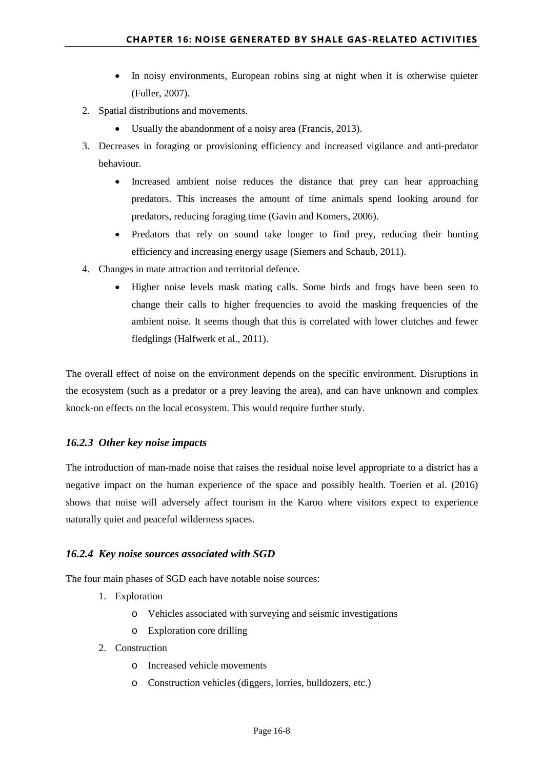- In noisy environments, European robins sing at night when it is otherwise quieter (Fuller, 2007).

2. Spatial distributions and movements.
   - Usually the abandonment of a noisy area (Francis, 2013).
3. Decreases in foraging or provisioning efficiency and increased vigilance and anti-predator behaviour.
   - Increased ambient noise reduces the distance that prey can hear approaching predators. This increases the amount of time animals spend looking around for predators, reducing foraging time (Gavin and Komers, 2006).
   - Predators that rely on sound take longer to find prey, reducing their hunting efficiency and increasing energy usage (Siemers and Schaub, 2011).
4. Changes in mate attraction and territorial defence.
   - Higher noise levels mask mating calls. Some birds and frogs have been seen to change their calls to higher frequencies to avoid the masking frequencies of the ambient noise. It seems though that this is correlated with lower clutches and fewer fledglings (Halfwerk et al., 2011).

The overall effect of noise on the environment depends on the specific environment. Disruptions in the ecosystem (such as a predator or a prey leaving the area), and can have unknown and complex knock-on effects on the local ecosystem. This would require further study.

### *16.2.3 Other key noise impacts*

The introduction of man-made noise that raises the residual noise level appropriate to a district has a negative impact on the human experience of the space and possibly health. Toerien et al. (2016) shows that noise will adversely affect tourism in the Karoo where visitors expect to experience naturally quiet and peaceful wilderness spaces.

### *16.2.4 Key noise sources associated with SGD*

The four main phases of SGD each have notable noise sources:

1. Exploration
   - Vehicles associated with surveying and seismic investigations
   - Exploration core drilling
2. Construction
   - Increased vehicle movements
   - Construction vehicles (diggers, lorries, bulldozers, etc.)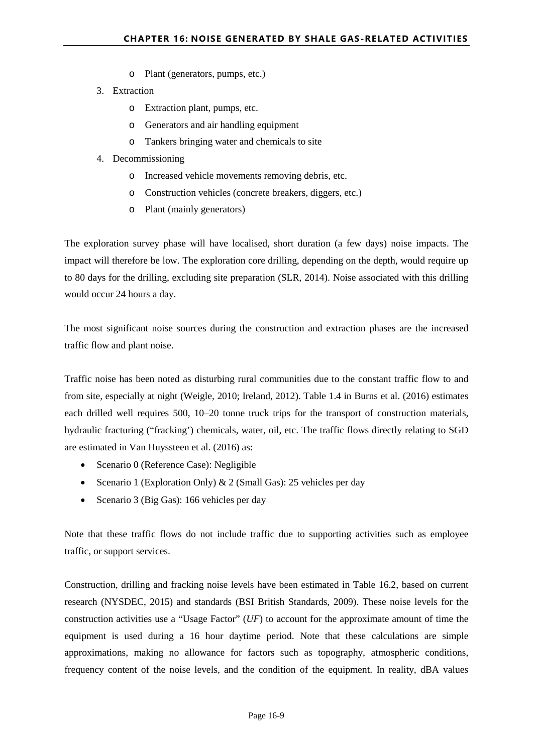- Plant (generators, pumps, etc.)

3. Extraction
   - Extraction plant, pumps, etc.
   - Generators and air handling equipment
   - Tankers bringing water and chemicals to site
4. Decommissioning
   - Increased vehicle movements removing debris, etc.
   - Construction vehicles (concrete breakers, diggers, etc.)
   - Plant (mainly generators)

The exploration survey phase will have localised, short duration (a few days) noise impacts. The impact will therefore be low. The exploration core drilling, depending on the depth, would require up to 80 days for the drilling, excluding site preparation (SLR, 2014). Noise associated with this drilling would occur 24 hours a day.

The most significant noise sources during the construction and extraction phases are the increased traffic flow and plant noise.

Traffic noise has been noted as disturbing rural communities due to the constant traffic flow to and from site, especially at night (Weigle, 2010; Ireland, 2012). Table 1.4 in Burns et al. (2016) estimates each drilled well requires 500, 10–20 tonne truck trips for the transport of construction materials, hydraulic fracturing ("fracking') chemicals, water, oil, etc. The traffic flows directly relating to SGD are estimated in Van Huyssteen et al. (2016) as:

- Scenario 0 (Reference Case): Negligible
- Scenario 1 (Exploration Only) & 2 (Small Gas): 25 vehicles per day
- Scenario 3 (Big Gas): 166 vehicles per day

Note that these traffic flows do not include traffic due to supporting activities such as employee traffic, or support services.

Construction, drilling and fracking noise levels have been estimated in Table 16.2, based on current research (NYSDEC, 2015) and standards (BSI British Standards, 2009). These noise levels for the construction activities use a "Usage Factor" (*UF*) to account for the approximate amount of time the equipment is used during a 16 hour daytime period. Note that these calculations are simple approximations, making no allowance for factors such as topography, atmospheric conditions, frequency content of the noise levels, and the condition of the equipment. In reality, dBA values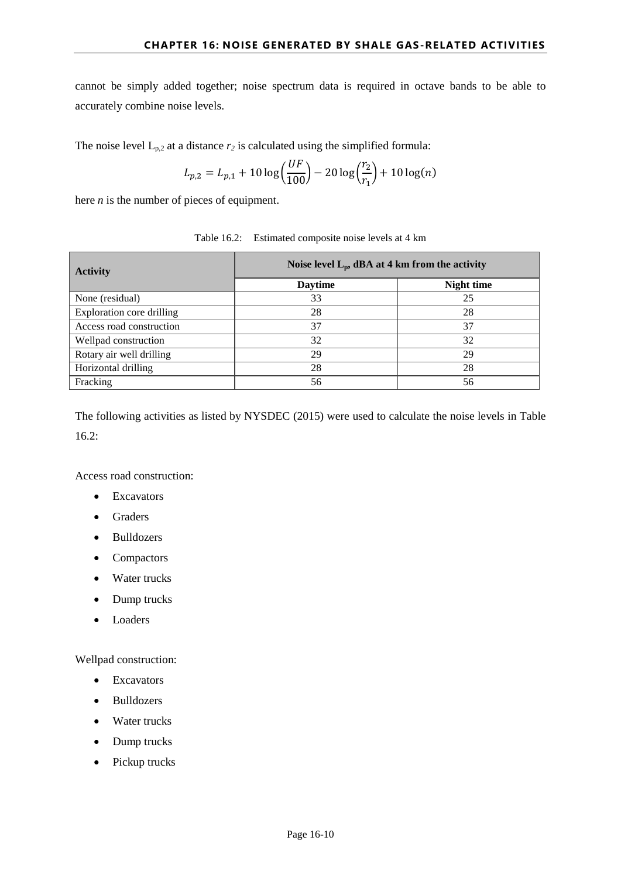cannot be simply added together; noise spectrum data is required in octave bands to be able to accurately combine noise levels.

The noise level $L_{p,2}$ at a distance $r_2$ is calculated using the simplified formula:

$$L_{p,2} = L_{p,1} + 10\log\left(\frac{UF}{100}\right) - 20\log\left(\frac{r_2}{r_1}\right) + 10\log(n)$$

here $n$ is the number of pieces of equipment.

Table 16.2: Estimated composite noise levels at 4 km

| Activity | Noise level $L_p$, dBA at 4 km from the activity | |
|---|---|---|
| | **Daytime** | **Night time** |
| None (residual) | 33 | 25 |
| Exploration core drilling | 28 | 28 |
| Access road construction | 37 | 37 |
| Wellpad construction | 32 | 32 |
| Rotary air well drilling | 29 | 29 |
| Horizontal drilling | 28 | 28 |
| Fracking | 56 | 56 |

The following activities as listed by NYSDEC (2015) were used to calculate the noise levels in Table 16.2:

Access road construction:

- Excavators
- Graders
- Bulldozers
- Compactors
- Water trucks
- Dump trucks
- Loaders

Wellpad construction:

- Excavators
- Bulldozers
- Water trucks
- Dump trucks
- Pickup trucks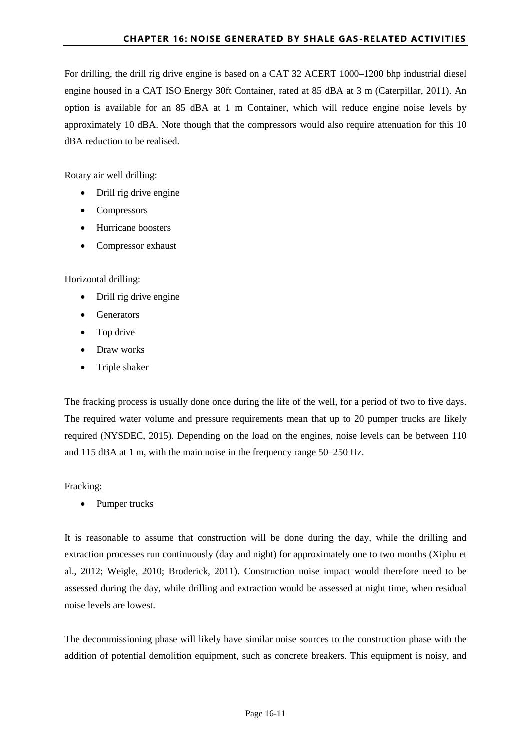For drilling, the drill rig drive engine is based on a CAT 32 ACERT 1000–1200 bhp industrial diesel engine housed in a CAT ISO Energy 30ft Container, rated at 85 dBA at 3 m (Caterpillar, 2011). An option is available for an 85 dBA at 1 m Container, which will reduce engine noise levels by approximately 10 dBA. Note though that the compressors would also require attenuation for this 10 dBA reduction to be realised.

Rotary air well drilling:

- Drill rig drive engine
- Compressors
- Hurricane boosters
- Compressor exhaust

Horizontal drilling:

- Drill rig drive engine
- Generators
- Top drive
- Draw works
- Triple shaker

The fracking process is usually done once during the life of the well, for a period of two to five days. The required water volume and pressure requirements mean that up to 20 pumper trucks are likely required (NYSDEC, 2015). Depending on the load on the engines, noise levels can be between 110 and 115 dBA at 1 m, with the main noise in the frequency range 50–250 Hz.

Fracking:

- Pumper trucks

It is reasonable to assume that construction will be done during the day, while the drilling and extraction processes run continuously (day and night) for approximately one to two months (Xiphu et al., 2012; Weigle, 2010; Broderick, 2011). Construction noise impact would therefore need to be assessed during the day, while drilling and extraction would be assessed at night time, when residual noise levels are lowest.

The decommissioning phase will likely have similar noise sources to the construction phase with the addition of potential demolition equipment, such as concrete breakers. This equipment is noisy, and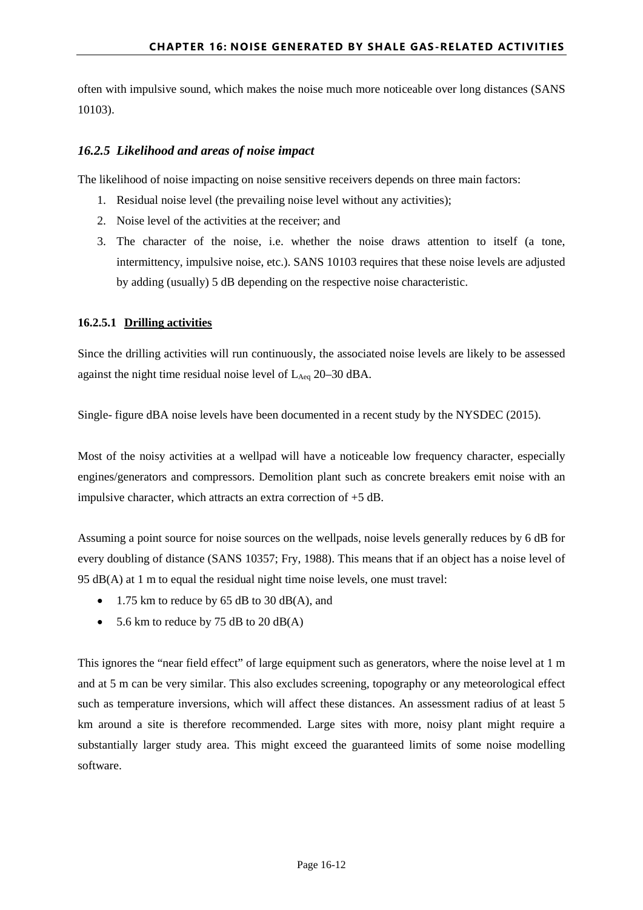often with impulsive sound, which makes the noise much more noticeable over long distances (SANS 10103).

### *16.2.5 Likelihood and areas of noise impact*

The likelihood of noise impacting on noise sensitive receivers depends on three main factors:

1. Residual noise level (the prevailing noise level without any activities);
2. Noise level of the activities at the receiver; and
3. The character of the noise, i.e. whether the noise draws attention to itself (a tone, intermittency, impulsive noise, etc.). SANS 10103 requires that these noise levels are adjusted by adding (usually) 5 dB depending on the respective noise characteristic.

#### **16.2.5.1 Drilling activities**

Since the drilling activities will run continuously, the associated noise levels are likely to be assessed against the night time residual noise level of $L_{Aeq}$ 20–30 dBA.

Single- figure dBA noise levels have been documented in a recent study by the NYSDEC (2015).

Most of the noisy activities at a wellpad will have a noticeable low frequency character, especially engines/generators and compressors. Demolition plant such as concrete breakers emit noise with an impulsive character, which attracts an extra correction of +5 dB.

Assuming a point source for noise sources on the wellpads, noise levels generally reduces by 6 dB for every doubling of distance (SANS 10357; Fry, 1988). This means that if an object has a noise level of 95 dB(A) at 1 m to equal the residual night time noise levels, one must travel:

- 1.75 km to reduce by 65 dB to 30 dB(A), and
- 5.6 km to reduce by 75 dB to 20 dB(A)

This ignores the "near field effect" of large equipment such as generators, where the noise level at 1 m and at 5 m can be very similar. This also excludes screening, topography or any meteorological effect such as temperature inversions, which will affect these distances. An assessment radius of at least 5 km around a site is therefore recommended. Large sites with more, noisy plant might require a substantially larger study area. This might exceed the guaranteed limits of some noise modelling software.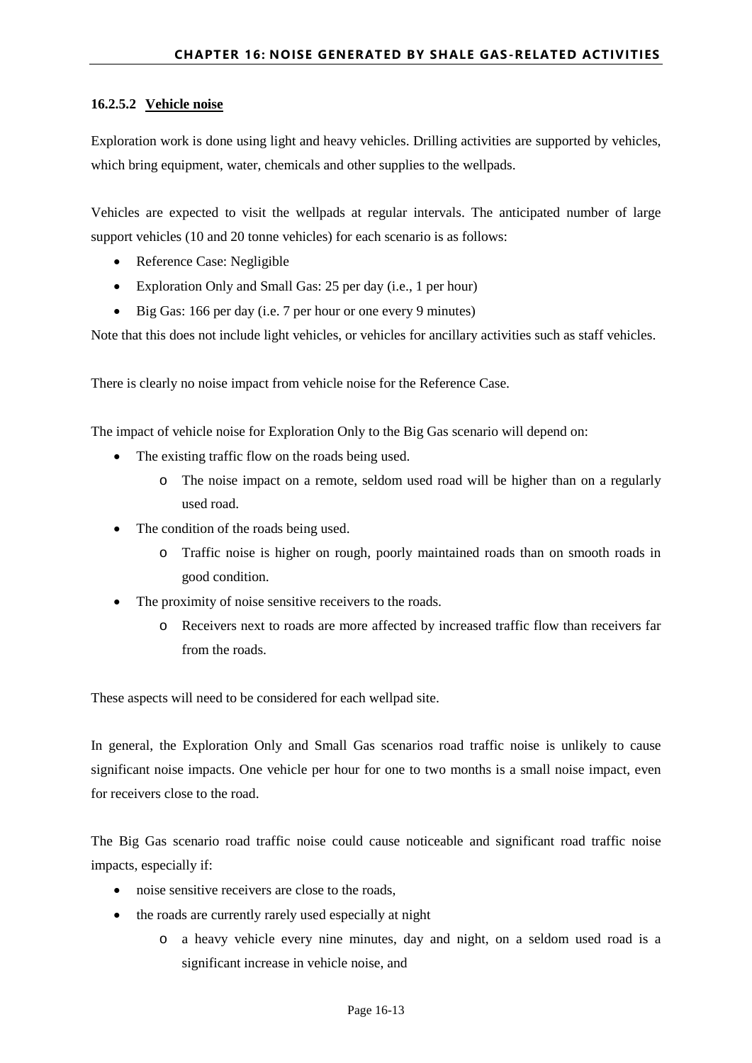#### 16.2.5.2 Vehicle noise

Exploration work is done using light and heavy vehicles. Drilling activities are supported by vehicles, which bring equipment, water, chemicals and other supplies to the wellpads.

Vehicles are expected to visit the wellpads at regular intervals. The anticipated number of large support vehicles (10 and 20 tonne vehicles) for each scenario is as follows:

- Reference Case: Negligible
- Exploration Only and Small Gas: 25 per day (i.e., 1 per hour)
- Big Gas: 166 per day (i.e. 7 per hour or one every 9 minutes)

Note that this does not include light vehicles, or vehicles for ancillary activities such as staff vehicles.

There is clearly no noise impact from vehicle noise for the Reference Case.

The impact of vehicle noise for Exploration Only to the Big Gas scenario will depend on:

- The existing traffic flow on the roads being used.
    - The noise impact on a remote, seldom used road will be higher than on a regularly used road.
- The condition of the roads being used.
    - Traffic noise is higher on rough, poorly maintained roads than on smooth roads in good condition.
- The proximity of noise sensitive receivers to the roads.
    - Receivers next to roads are more affected by increased traffic flow than receivers far from the roads.

These aspects will need to be considered for each wellpad site.

In general, the Exploration Only and Small Gas scenarios road traffic noise is unlikely to cause significant noise impacts. One vehicle per hour for one to two months is a small noise impact, even for receivers close to the road.

The Big Gas scenario road traffic noise could cause noticeable and significant road traffic noise impacts, especially if:

- noise sensitive receivers are close to the roads,
- the roads are currently rarely used especially at night
    - a heavy vehicle every nine minutes, day and night, on a seldom used road is a significant increase in vehicle noise, and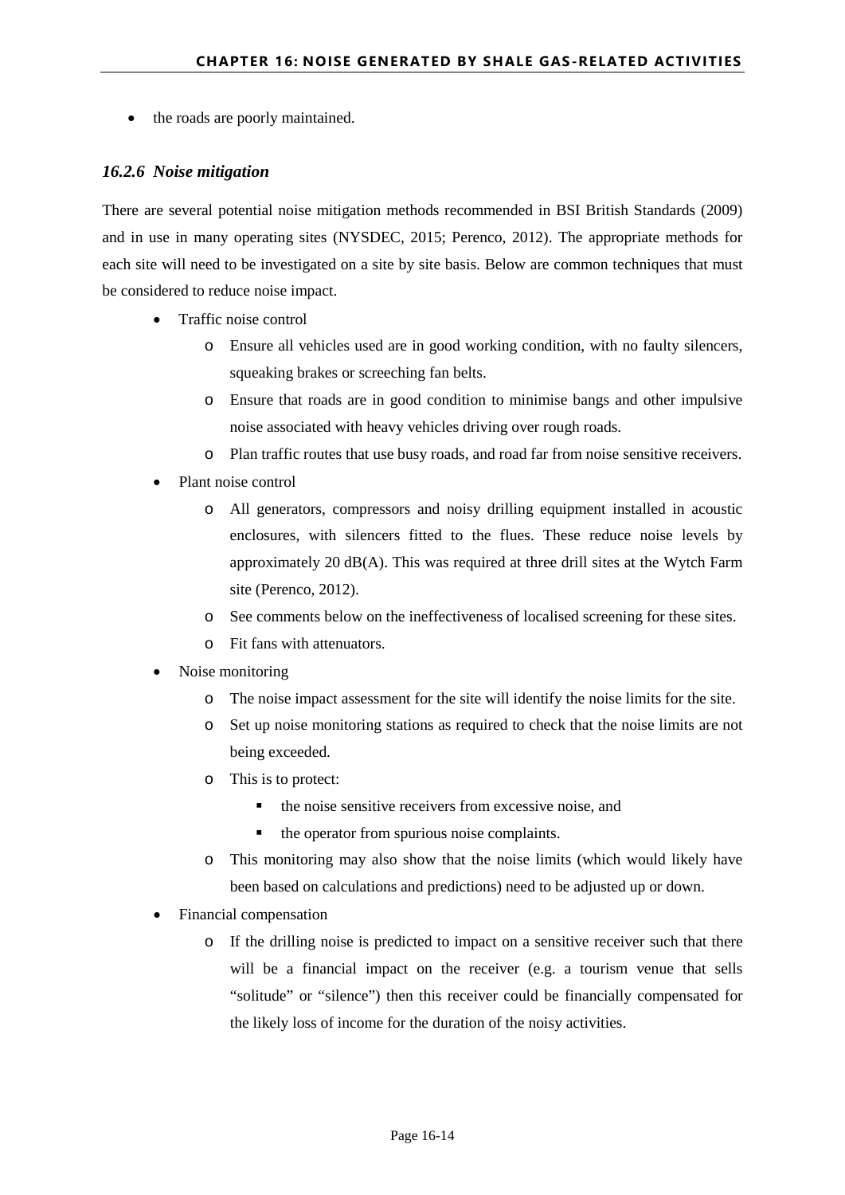- the roads are poorly maintained.

### *16.2.6 Noise mitigation*

There are several potential noise mitigation methods recommended in BSI British Standards (2009) and in use in many operating sites (NYSDEC, 2015; Perenco, 2012). The appropriate methods for each site will need to be investigated on a site by site basis. Below are common techniques that must be considered to reduce noise impact.

- Traffic noise control
  - Ensure all vehicles used are in good working condition, with no faulty silencers, squeaking brakes or screeching fan belts.
  - Ensure that roads are in good condition to minimise bangs and other impulsive noise associated with heavy vehicles driving over rough roads.
  - Plan traffic routes that use busy roads, and road far from noise sensitive receivers.
- Plant noise control
  - All generators, compressors and noisy drilling equipment installed in acoustic enclosures, with silencers fitted to the flues. These reduce noise levels by approximately 20 dB(A). This was required at three drill sites at the Wytch Farm site (Perenco, 2012).
  - See comments below on the ineffectiveness of localised screening for these sites.
  - Fit fans with attenuators.
- Noise monitoring
  - The noise impact assessment for the site will identify the noise limits for the site.
  - Set up noise monitoring stations as required to check that the noise limits are not being exceeded.
  - This is to protect:
    - the noise sensitive receivers from excessive noise, and
    - the operator from spurious noise complaints.
  - This monitoring may also show that the noise limits (which would likely have been based on calculations and predictions) need to be adjusted up or down.
- Financial compensation
  - If the drilling noise is predicted to impact on a sensitive receiver such that there will be a financial impact on the receiver (e.g. a tourism venue that sells "solitude" or "silence") then this receiver could be financially compensated for the likely loss of income for the duration of the noisy activities.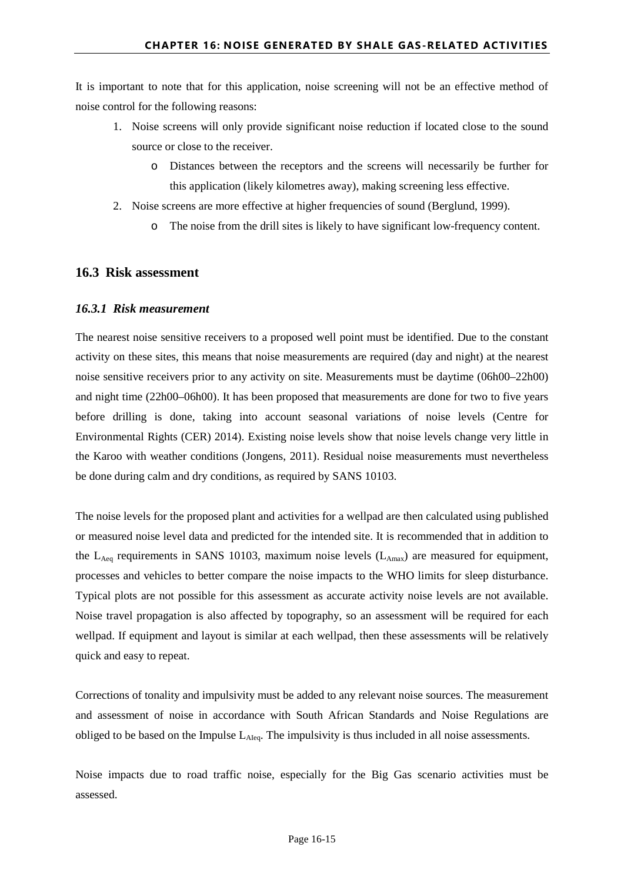It is important to note that for this application, noise screening will not be an effective method of noise control for the following reasons:

1. Noise screens will only provide significant noise reduction if located close to the sound source or close to the receiver.
   - Distances between the receptors and the screens will necessarily be further for this application (likely kilometres away), making screening less effective.
2. Noise screens are more effective at higher frequencies of sound (Berglund, 1999).
   - The noise from the drill sites is likely to have significant low-frequency content.

## 16.3 Risk assessment

### *16.3.1 Risk measurement*

The nearest noise sensitive receivers to a proposed well point must be identified. Due to the constant activity on these sites, this means that noise measurements are required (day and night) at the nearest noise sensitive receivers prior to any activity on site. Measurements must be daytime (06h00–22h00) and night time (22h00–06h00). It has been proposed that measurements are done for two to five years before drilling is done, taking into account seasonal variations of noise levels (Centre for Environmental Rights (CER) 2014). Existing noise levels show that noise levels change very little in the Karoo with weather conditions (Jongens, 2011). Residual noise measurements must nevertheless be done during calm and dry conditions, as required by SANS 10103.

The noise levels for the proposed plant and activities for a wellpad are then calculated using published or measured noise level data and predicted for the intended site. It is recommended that in addition to the $L_{Aeq}$ requirements in SANS 10103, maximum noise levels ($L_{Amax}$) are measured for equipment, processes and vehicles to better compare the noise impacts to the WHO limits for sleep disturbance. Typical plots are not possible for this assessment as accurate activity noise levels are not available. Noise travel propagation is also affected by topography, so an assessment will be required for each wellpad. If equipment and layout is similar at each wellpad, then these assessments will be relatively quick and easy to repeat.

Corrections of tonality and impulsivity must be added to any relevant noise sources. The measurement and assessment of noise in accordance with South African Standards and Noise Regulations are obliged to be based on the Impulse $L_{AIeq}$. The impulsivity is thus included in all noise assessments.

Noise impacts due to road traffic noise, especially for the Big Gas scenario activities must be assessed.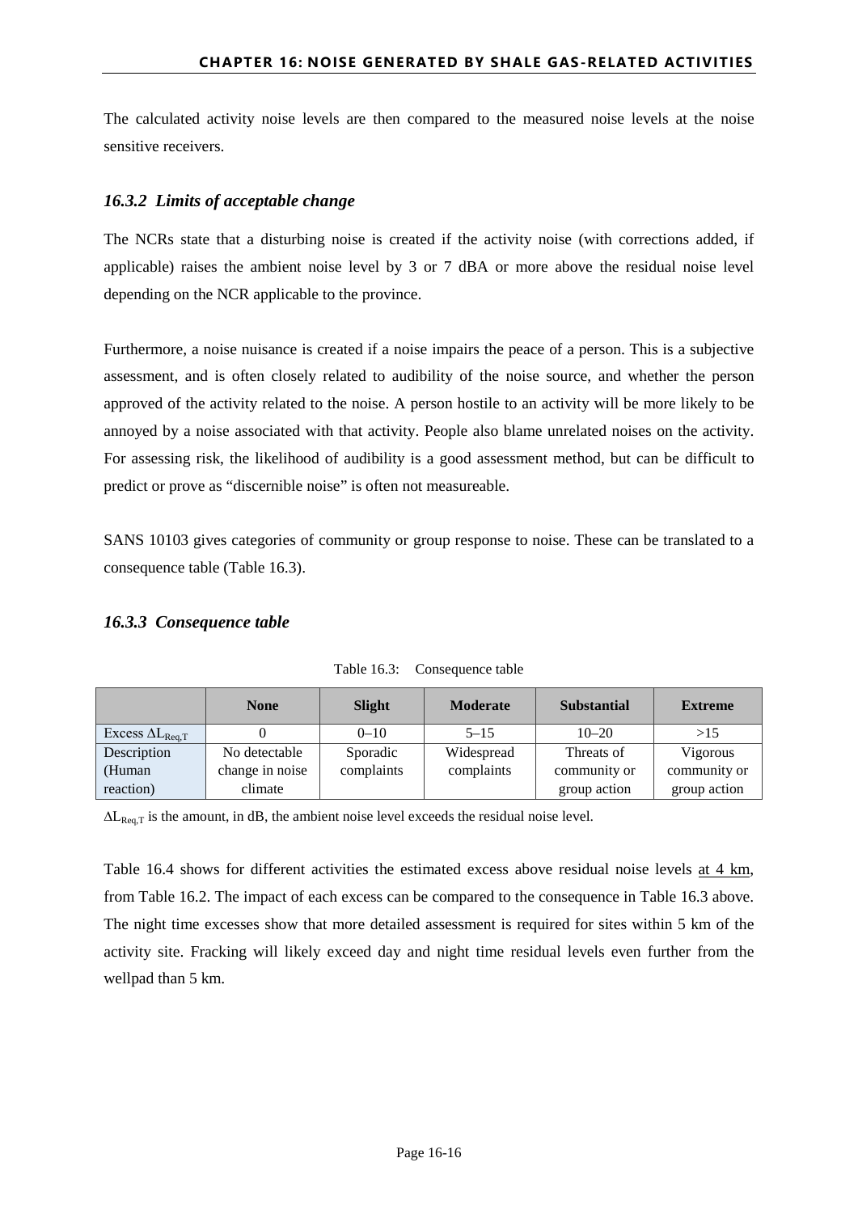The calculated activity noise levels are then compared to the measured noise levels at the noise sensitive receivers.

### *16.3.2 Limits of acceptable change*

The NCRs state that a disturbing noise is created if the activity noise (with corrections added, if applicable) raises the ambient noise level by 3 or 7 dBA or more above the residual noise level depending on the NCR applicable to the province.

Furthermore, a noise nuisance is created if a noise impairs the peace of a person. This is a subjective assessment, and is often closely related to audibility of the noise source, and whether the person approved of the activity related to the noise. A person hostile to an activity will be more likely to be annoyed by a noise associated with that activity. People also blame unrelated noises on the activity. For assessing risk, the likelihood of audibility is a good assessment method, but can be difficult to predict or prove as "discernible noise" is often not measureable.

SANS 10103 gives categories of community or group response to noise. These can be translated to a consequence table (Table 16.3).

### *16.3.3 Consequence table*

Table 16.3: Consequence table

| | **None** | **Slight** | **Moderate** | **Substantial** | **Extreme** |
|---|---|---|---|---|---|
| Excess $\Delta L_{Req,T}$ | 0 | 0–10 | 5–15 | 10–20 | >15 |
| Description (Human reaction) | No detectable change in noise climate | Sporadic complaints | Widespread complaints | Threats of community or group action | Vigorous community or group action |

$\Delta L_{Req,T}$ is the amount, in dB, the ambient noise level exceeds the residual noise level.

Table 16.4 shows for different activities the estimated excess above residual noise levels at 4 km, from Table 16.2. The impact of each excess can be compared to the consequence in Table 16.3 above. The night time excesses show that more detailed assessment is required for sites within 5 km of the activity site. Fracking will likely exceed day and night time residual levels even further from the wellpad than 5 km.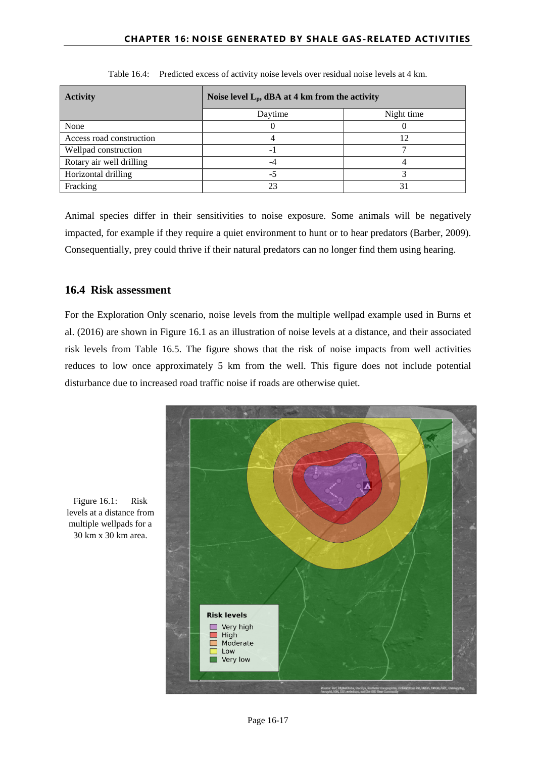Table 16.4: Predicted excess of activity noise levels over residual noise levels at 4 km.

| Activity | Noise level $L_p$, dBA at 4 km from the activity | |
|---|---|---|
| | Daytime | Night time |
| None | 0 | 0 |
| Access road construction | 4 | 12 |
| Wellpad construction | -1 | 7 |
| Rotary air well drilling | -4 | 4 |
| Horizontal drilling | -5 | 3 |
| Fracking | 23 | 31 |

Animal species differ in their sensitivities to noise exposure. Some animals will be negatively impacted, for example if they require a quiet environment to hunt or to hear predators (Barber, 2009). Consequentially, prey could thrive if their natural predators can no longer find them using hearing.

## 16.4 Risk assessment

For the Exploration Only scenario, noise levels from the multiple wellpad example used in Burns et al. (2016) are shown in Figure 16.1 as an illustration of noise levels at a distance, and their associated risk levels from Table 16.5. The figure shows that the risk of noise impacts from well activities reduces to low once approximately 5 km from the well. This figure does not include potential disturbance due to increased road traffic noise if roads are otherwise quiet.

Figure 16.1: Risk levels at a distance from multiple wellpads for a 30 km x 30 km area.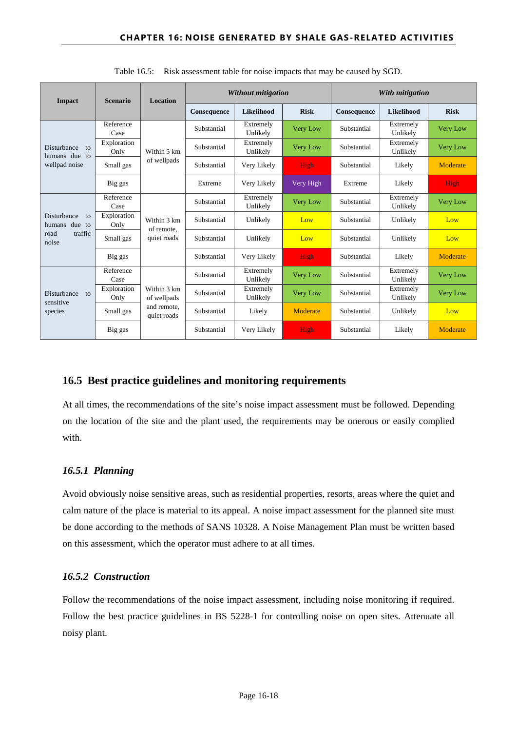Table 16.5: Risk assessment table for noise impacts that may be caused by SGD.

| Impact | Scenario | Location | *Without mitigation* | | | *With mitigation* | | |
|---|---|---|---|---|---|---|---|---|
| | | | **Consequence** | **Likelihood** | **Risk** | **Consequence** | **Likelihood** | **Risk** |
| Disturbance to humans due to wellpad noise | Reference Case | Within 5 km of wellpads | Substantial | Extremely Unlikely | Very Low | Substantial | Extremely Unlikely | Very Low |
| | Exploration Only | | Substantial | Extremely Unlikely | Very Low | Substantial | Extremely Unlikely | Very Low |
| | Small gas | | Substantial | Very Likely | High | Substantial | Likely | Moderate |
| | Big gas | | Extreme | Very Likely | Very High | Extreme | Likely | High |
| Disturbance to humans due to road traffic noise | Reference Case | Within 3 km of remote, quiet roads | Substantial | Extremely Unlikely | Very Low | Substantial | Extremely Unlikely | Very Low |
| | Exploration Only | | Substantial | Unlikely | Low | Substantial | Unlikely | Low |
| | Small gas | | Substantial | Unlikely | Low | Substantial | Unlikely | Low |
| | Big gas | | Substantial | Very Likely | High | Substantial | Likely | Moderate |
| Disturbance to sensitive species | Reference Case | Within 3 km of wellpads and remote, quiet roads | Substantial | Extremely Unlikely | Very Low | Substantial | Extremely Unlikely | Very Low |
| | Exploration Only | | Substantial | Extremely Unlikely | Very Low | Substantial | Extremely Unlikely | Very Low |
| | Small gas | | Substantial | Likely | Moderate | Substantial | Unlikely | Low |
| | Big gas | | Substantial | Very Likely | High | Substantial | Likely | Moderate |

## 16.5 Best practice guidelines and monitoring requirements

At all times, the recommendations of the site's noise impact assessment must be followed. Depending on the location of the site and the plant used, the requirements may be onerous or easily complied with.

### *16.5.1 Planning*

Avoid obviously noise sensitive areas, such as residential properties, resorts, areas where the quiet and calm nature of the place is material to its appeal. A noise impact assessment for the planned site must be done according to the methods of SANS 10328. A Noise Management Plan must be written based on this assessment, which the operator must adhere to at all times.

### *16.5.2 Construction*

Follow the recommendations of the noise impact assessment, including noise monitoring if required. Follow the best practice guidelines in BS 5228-1 for controlling noise on open sites. Attenuate all noisy plant.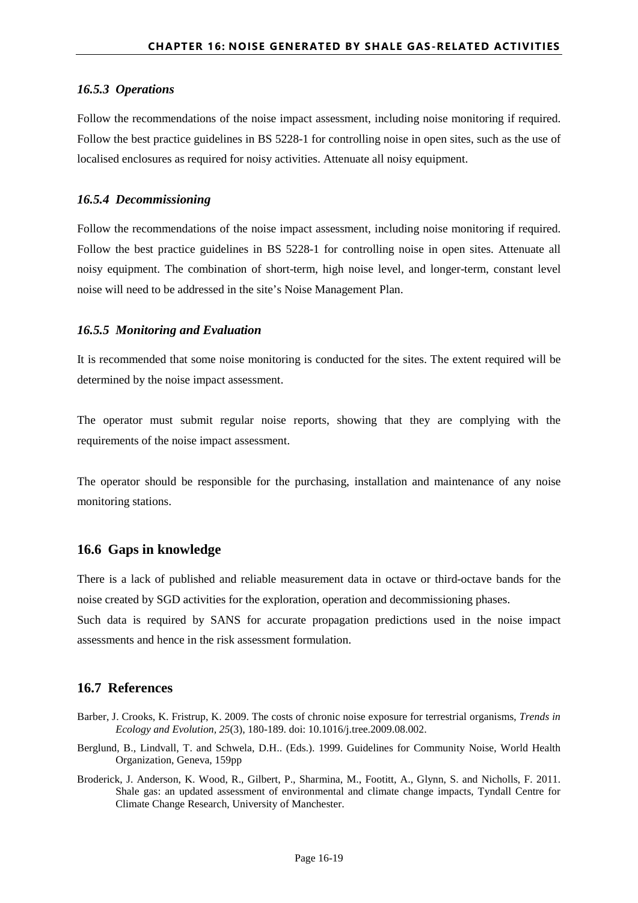### *16.5.3 Operations*

Follow the recommendations of the noise impact assessment, including noise monitoring if required. Follow the best practice guidelines in BS 5228-1 for controlling noise in open sites, such as the use of localised enclosures as required for noisy activities. Attenuate all noisy equipment.

### *16.5.4 Decommissioning*

Follow the recommendations of the noise impact assessment, including noise monitoring if required. Follow the best practice guidelines in BS 5228-1 for controlling noise in open sites. Attenuate all noisy equipment. The combination of short-term, high noise level, and longer-term, constant level noise will need to be addressed in the site's Noise Management Plan.

### *16.5.5 Monitoring and Evaluation*

It is recommended that some noise monitoring is conducted for the sites. The extent required will be determined by the noise impact assessment.

The operator must submit regular noise reports, showing that they are complying with the requirements of the noise impact assessment.

The operator should be responsible for the purchasing, installation and maintenance of any noise monitoring stations.

## 16.6 Gaps in knowledge

There is a lack of published and reliable measurement data in octave or third-octave bands for the noise created by SGD activities for the exploration, operation and decommissioning phases.
Such data is required by SANS for accurate propagation predictions used in the noise impact assessments and hence in the risk assessment formulation.

## 16.7 References

Barber, J. Crooks, K. Fristrup, K. 2009. The costs of chronic noise exposure for terrestrial organisms, *Trends in Ecology and Evolution, 25*(3), 180-189. doi: 10.1016/j.tree.2009.08.002.

Berglund, B., Lindvall, T. and Schwela, D.H.. (Eds.). 1999. Guidelines for Community Noise, World Health Organization, Geneva, 159pp

Broderick, J. Anderson, K. Wood, R., Gilbert, P., Sharmina, M., Footitt, A., Glynn, S. and Nicholls, F. 2011. Shale gas: an updated assessment of environmental and climate change impacts, Tyndall Centre for Climate Change Research, University of Manchester.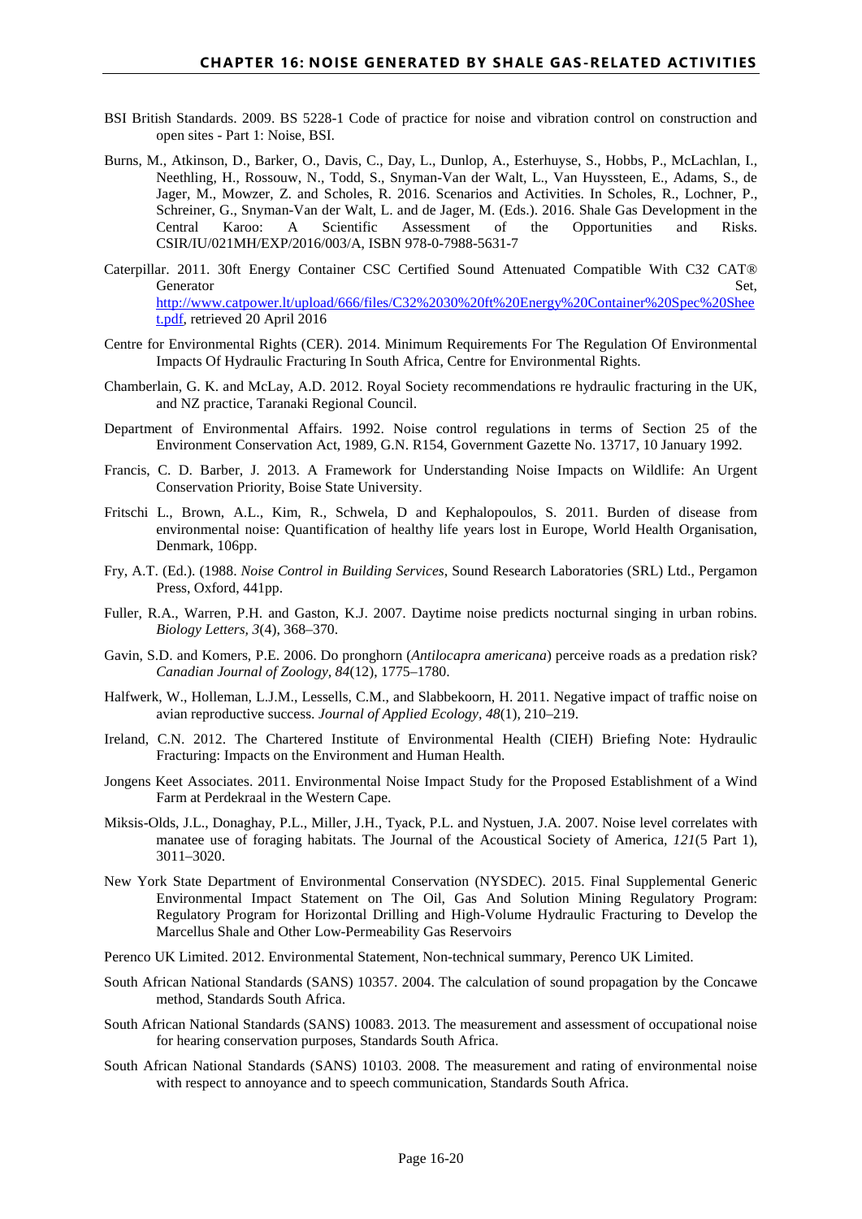BSI British Standards. 2009. BS 5228-1 Code of practice for noise and vibration control on construction and open sites - Part 1: Noise, BSI.

Burns, M., Atkinson, D., Barker, O., Davis, C., Day, L., Dunlop, A., Esterhuyse, S., Hobbs, P., McLachlan, I., Neethling, H., Rossouw, N., Todd, S., Snyman-Van der Walt, L., Van Huyssteen, E., Adams, S., de Jager, M., Mowzer, Z. and Scholes, R. 2016. Scenarios and Activities. In Scholes, R., Lochner, P., Schreiner, G., Snyman-Van der Walt, L. and de Jager, M. (Eds.). 2016. Shale Gas Development in the Central Karoo: A Scientific Assessment of the Opportunities and Risks. CSIR/IU/021MH/EXP/2016/003/A, ISBN 978-0-7988-5631-7

Caterpillar. 2011. 30ft Energy Container CSC Certified Sound Attenuated Compatible With C32 CAT® Generator Set, http://www.catpower.lt/upload/666/files/C32%2030%20ft%20Energy%20Container%20Spec%20Sheet.pdf, retrieved 20 April 2016

Centre for Environmental Rights (CER). 2014. Minimum Requirements For The Regulation Of Environmental Impacts Of Hydraulic Fracturing In South Africa, Centre for Environmental Rights.

Chamberlain, G. K. and McLay, A.D. 2012. Royal Society recommendations re hydraulic fracturing in the UK, and NZ practice, Taranaki Regional Council.

Department of Environmental Affairs. 1992. Noise control regulations in terms of Section 25 of the Environment Conservation Act, 1989, G.N. R154, Government Gazette No. 13717, 10 January 1992.

Francis, C. D. Barber, J. 2013. A Framework for Understanding Noise Impacts on Wildlife: An Urgent Conservation Priority, Boise State University.

Fritschi L., Brown, A.L., Kim, R., Schwela, D and Kephalopoulos, S. 2011. Burden of disease from environmental noise: Quantification of healthy life years lost in Europe, World Health Organisation, Denmark, 106pp.

Fry, A.T. (Ed.). (1988. *Noise Control in Building Services*, Sound Research Laboratories (SRL) Ltd., Pergamon Press, Oxford, 441pp.

Fuller, R.A., Warren, P.H. and Gaston, K.J. 2007. Daytime noise predicts nocturnal singing in urban robins. *Biology Letters, 3*(4), 368–370.

Gavin, S.D. and Komers, P.E. 2006. Do pronghorn (*Antilocapra americana*) perceive roads as a predation risk? *Canadian Journal of Zoology, 84*(12), 1775–1780.

Halfwerk, W., Holleman, L.J.M., Lessells, C.M., and Slabbekoorn, H. 2011. Negative impact of traffic noise on avian reproductive success. *Journal of Applied Ecology, 48*(1), 210–219.

Ireland, C.N. 2012. The Chartered Institute of Environmental Health (CIEH) Briefing Note: Hydraulic Fracturing: Impacts on the Environment and Human Health.

Jongens Keet Associates. 2011. Environmental Noise Impact Study for the Proposed Establishment of a Wind Farm at Perdekraal in the Western Cape.

Miksis-Olds, J.L., Donaghay, P.L., Miller, J.H., Tyack, P.L. and Nystuen, J.A. 2007. Noise level correlates with manatee use of foraging habitats. The Journal of the Acoustical Society of America, *121*(5 Part 1), 3011–3020.

New York State Department of Environmental Conservation (NYSDEC). 2015. Final Supplemental Generic Environmental Impact Statement on The Oil, Gas And Solution Mining Regulatory Program: Regulatory Program for Horizontal Drilling and High-Volume Hydraulic Fracturing to Develop the Marcellus Shale and Other Low-Permeability Gas Reservoirs

Perenco UK Limited. 2012. Environmental Statement, Non-technical summary, Perenco UK Limited.

South African National Standards (SANS) 10357. 2004. The calculation of sound propagation by the Concawe method, Standards South Africa.

South African National Standards (SANS) 10083. 2013. The measurement and assessment of occupational noise for hearing conservation purposes, Standards South Africa.

South African National Standards (SANS) 10103. 2008. The measurement and rating of environmental noise with respect to annoyance and to speech communication, Standards South Africa.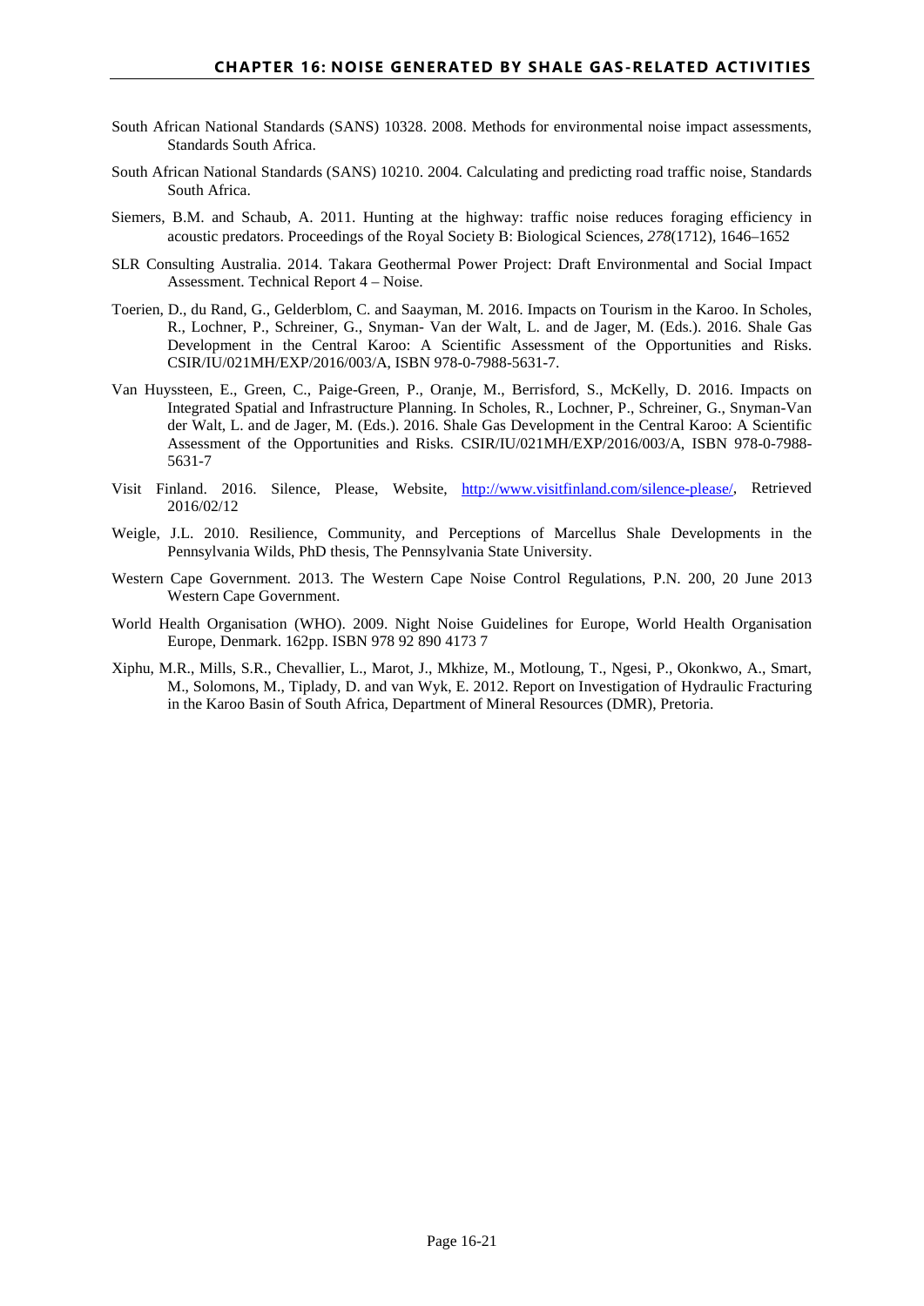South African National Standards (SANS) 10328. 2008. Methods for environmental noise impact assessments, Standards South Africa.

South African National Standards (SANS) 10210. 2004. Calculating and predicting road traffic noise, Standards South Africa.

Siemers, B.M. and Schaub, A. 2011. Hunting at the highway: traffic noise reduces foraging efficiency in acoustic predators. Proceedings of the Royal Society B: Biological Sciences, *278*(1712), 1646–1652

SLR Consulting Australia. 2014. Takara Geothermal Power Project: Draft Environmental and Social Impact Assessment. Technical Report 4 – Noise.

Toerien, D., du Rand, G., Gelderblom, C. and Saayman, M. 2016. Impacts on Tourism in the Karoo. In Scholes, R., Lochner, P., Schreiner, G., Snyman- Van der Walt, L. and de Jager, M. (Eds.). 2016. Shale Gas Development in the Central Karoo: A Scientific Assessment of the Opportunities and Risks. CSIR/IU/021MH/EXP/2016/003/A, ISBN 978-0-7988-5631-7.

Van Huyssteen, E., Green, C., Paige-Green, P., Oranje, M., Berrisford, S., McKelly, D. 2016. Impacts on Integrated Spatial and Infrastructure Planning. In Scholes, R., Lochner, P., Schreiner, G., Snyman-Van der Walt, L. and de Jager, M. (Eds.). 2016. Shale Gas Development in the Central Karoo: A Scientific Assessment of the Opportunities and Risks. CSIR/IU/021MH/EXP/2016/003/A, ISBN 978-0-7988-5631-7

Visit Finland. 2016. Silence, Please, Website, http://www.visitfinland.com/silence-please/, Retrieved 2016/02/12

Weigle, J.L. 2010. Resilience, Community, and Perceptions of Marcellus Shale Developments in the Pennsylvania Wilds, PhD thesis, The Pennsylvania State University.

Western Cape Government. 2013. The Western Cape Noise Control Regulations, P.N. 200, 20 June 2013 Western Cape Government.

World Health Organisation (WHO). 2009. Night Noise Guidelines for Europe, World Health Organisation Europe, Denmark. 162pp. ISBN 978 92 890 4173 7

Xiphu, M.R., Mills, S.R., Chevallier, L., Marot, J., Mkhize, M., Motloung, T., Ngesi, P., Okonkwo, A., Smart, M., Solomons, M., Tiplady, D. and van Wyk, E. 2012. Report on Investigation of Hydraulic Fracturing in the Karoo Basin of South Africa, Department of Mineral Resources (DMR), Pretoria.